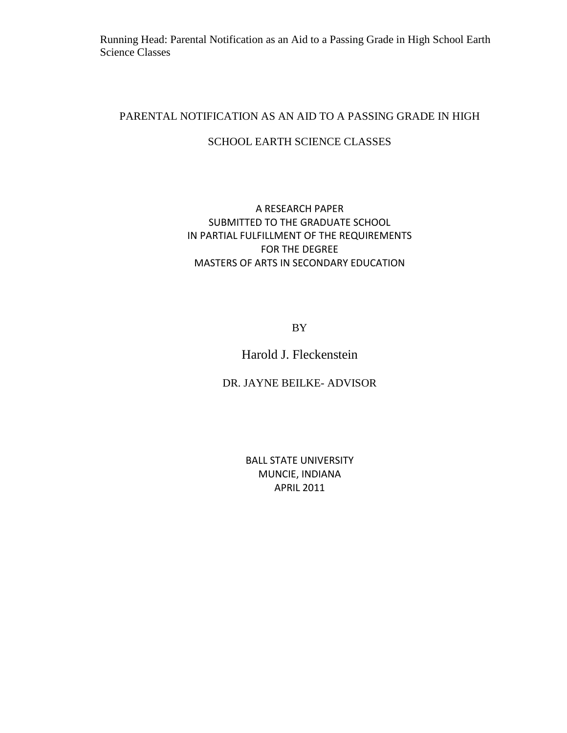Running Head: Parental Notification as an Aid to a Passing Grade in High School Earth Science Classes

# PARENTAL NOTIFICATION AS AN AID TO A PASSING GRADE IN HIGH SCHOOL EARTH SCIENCE CLASSES

A RESEARCH PAPER
SUBMITTED TO THE GRADUATE SCHOOL
IN PARTIAL FULFILLMENT OF THE REQUIREMENTS
FOR THE DEGREE
MASTERS OF ARTS IN SECONDARY EDUCATION

BY

Harold J. Fleckenstein

DR. JAYNE BEILKE- ADVISOR

BALL STATE UNIVERSITY
MUNCIE, INDIANA
APRIL 2011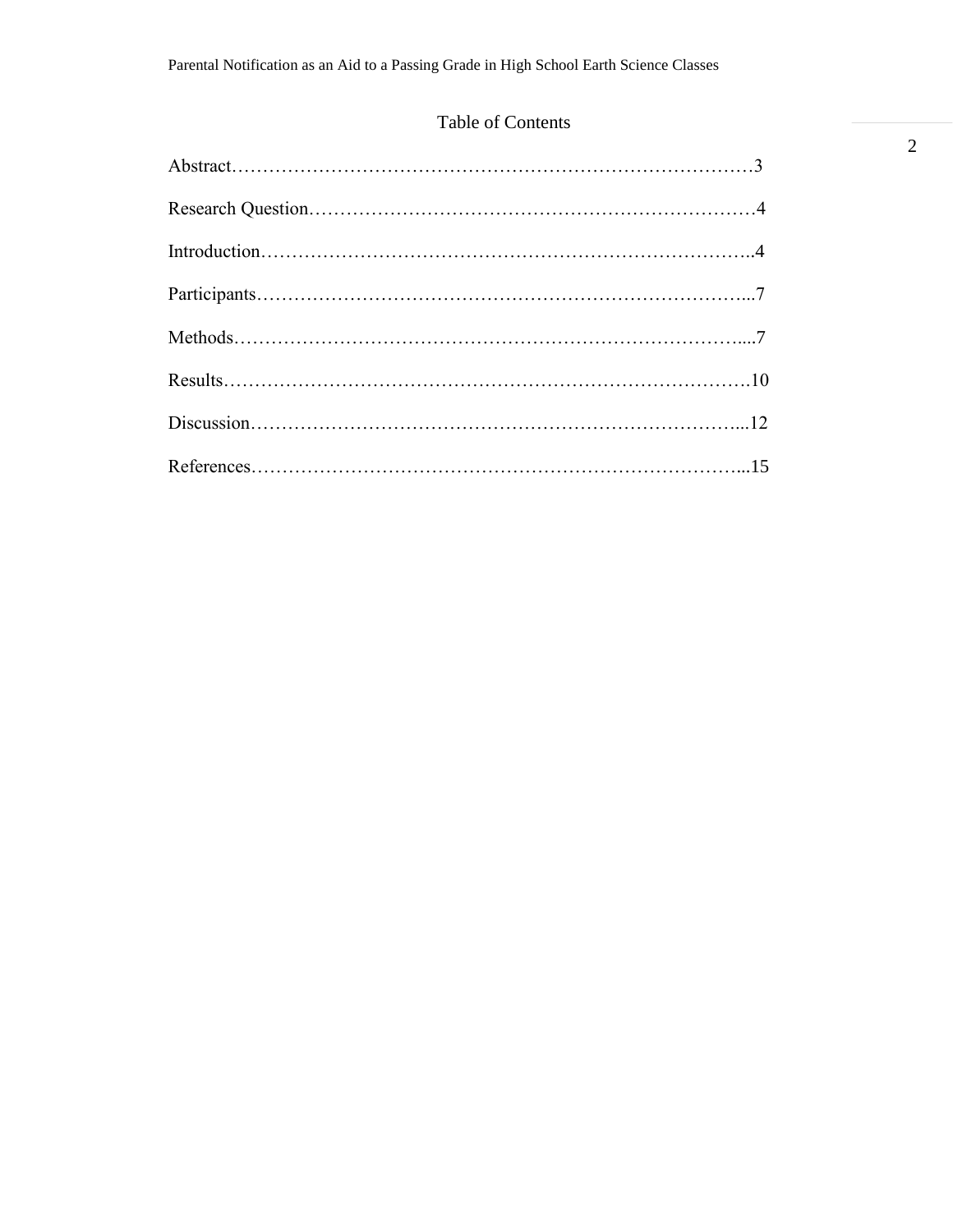## Table of Contents

Abstract……………………………………………………………………………3

Research Question………………………………………………………………4

Introduction………………………………………………………………………..4

Participants……………………………………………………………………...7

Methods……………………………………………………………………….....7

Results…………………………………………………………………………….10

Discussion………………………………………………………………………...12

References………………………………………………………………………...15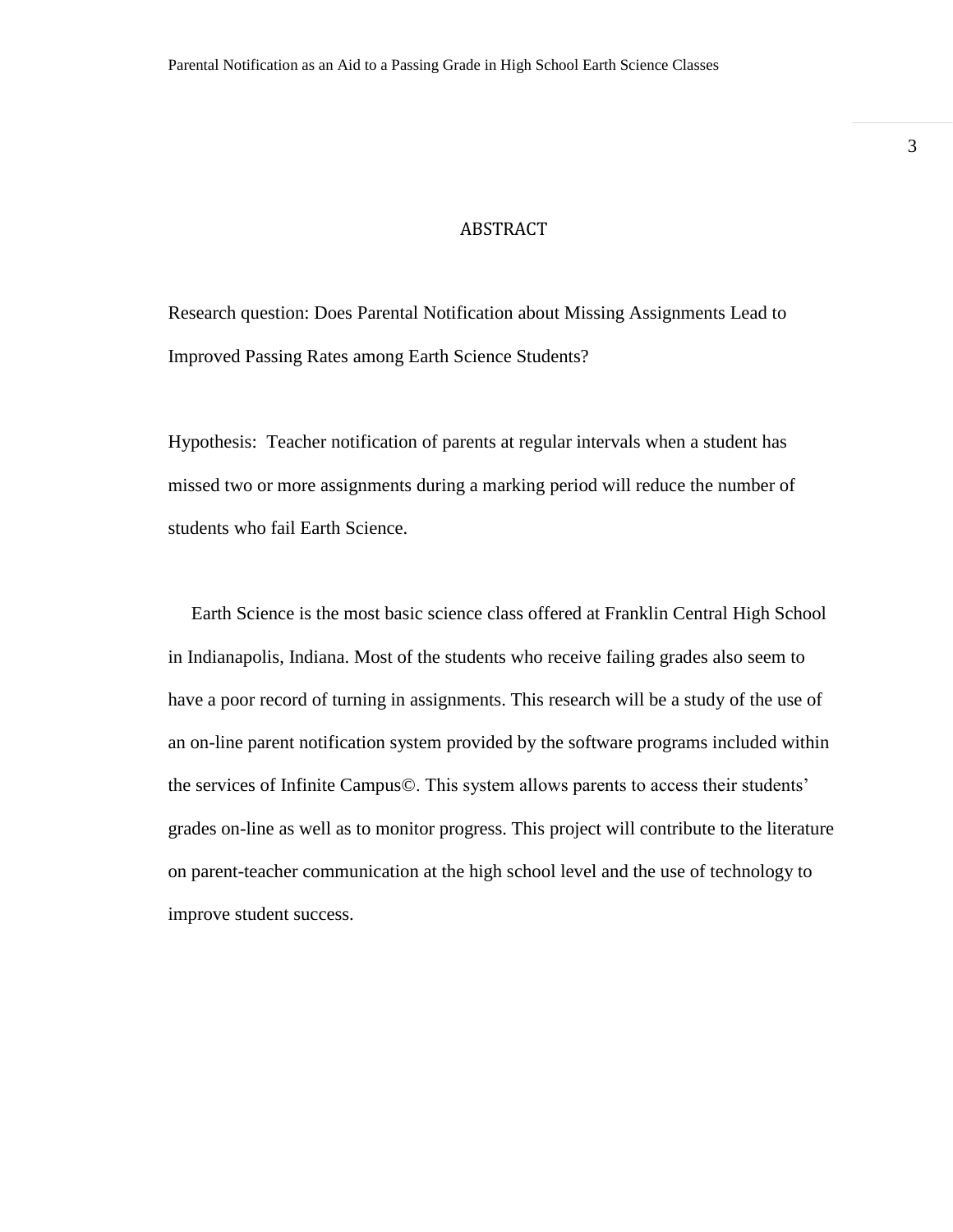# ABSTRACT

Research question: Does Parental Notification about Missing Assignments Lead to Improved Passing Rates among Earth Science Students?

Hypothesis: Teacher notification of parents at regular intervals when a student has missed two or more assignments during a marking period will reduce the number of students who fail Earth Science.

Earth Science is the most basic science class offered at Franklin Central High School in Indianapolis, Indiana. Most of the students who receive failing grades also seem to have a poor record of turning in assignments. This research will be a study of the use of an on-line parent notification system provided by the software programs included within the services of Infinite Campus©. This system allows parents to access their students' grades on-line as well as to monitor progress. This project will contribute to the literature on parent-teacher communication at the high school level and the use of technology to improve student success.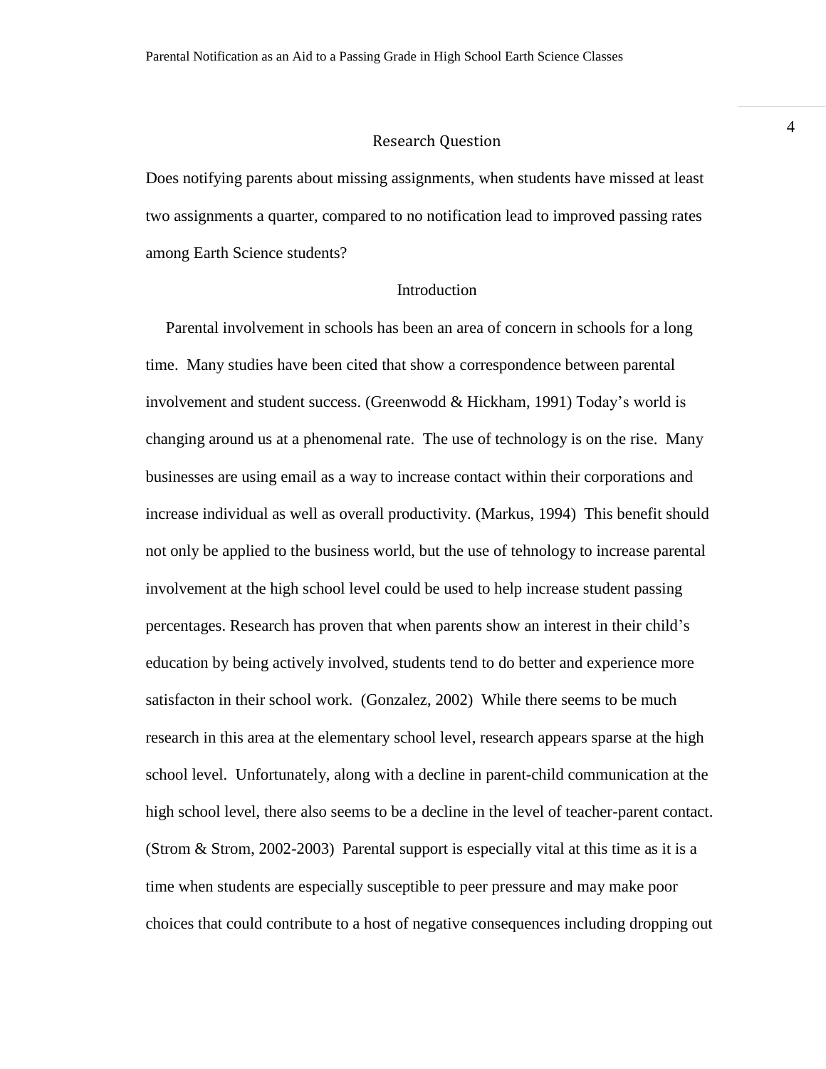## Research Question

Does notifying parents about missing assignments, when students have missed at least two assignments a quarter, compared to no notification lead to improved passing rates among Earth Science students?

## Introduction

Parental involvement in schools has been an area of concern in schools for a long time. Many studies have been cited that show a correspondence between parental involvement and student success. (Greenwodd & Hickham, 1991) Today's world is changing around us at a phenomenal rate. The use of technology is on the rise. Many businesses are using email as a way to increase contact within their corporations and increase individual as well as overall productivity. (Markus, 1994) This benefit should not only be applied to the business world, but the use of tehnology to increase parental involvement at the high school level could be used to help increase student passing percentages. Research has proven that when parents show an interest in their child's education by being actively involved, students tend to do better and experience more satisfacton in their school work. (Gonzalez, 2002) While there seems to be much research in this area at the elementary school level, research appears sparse at the high school level. Unfortunately, along with a decline in parent-child communication at the high school level, there also seems to be a decline in the level of teacher-parent contact. (Strom & Strom, 2002-2003) Parental support is especially vital at this time as it is a time when students are especially susceptible to peer pressure and may make poor choices that could contribute to a host of negative consequences including dropping out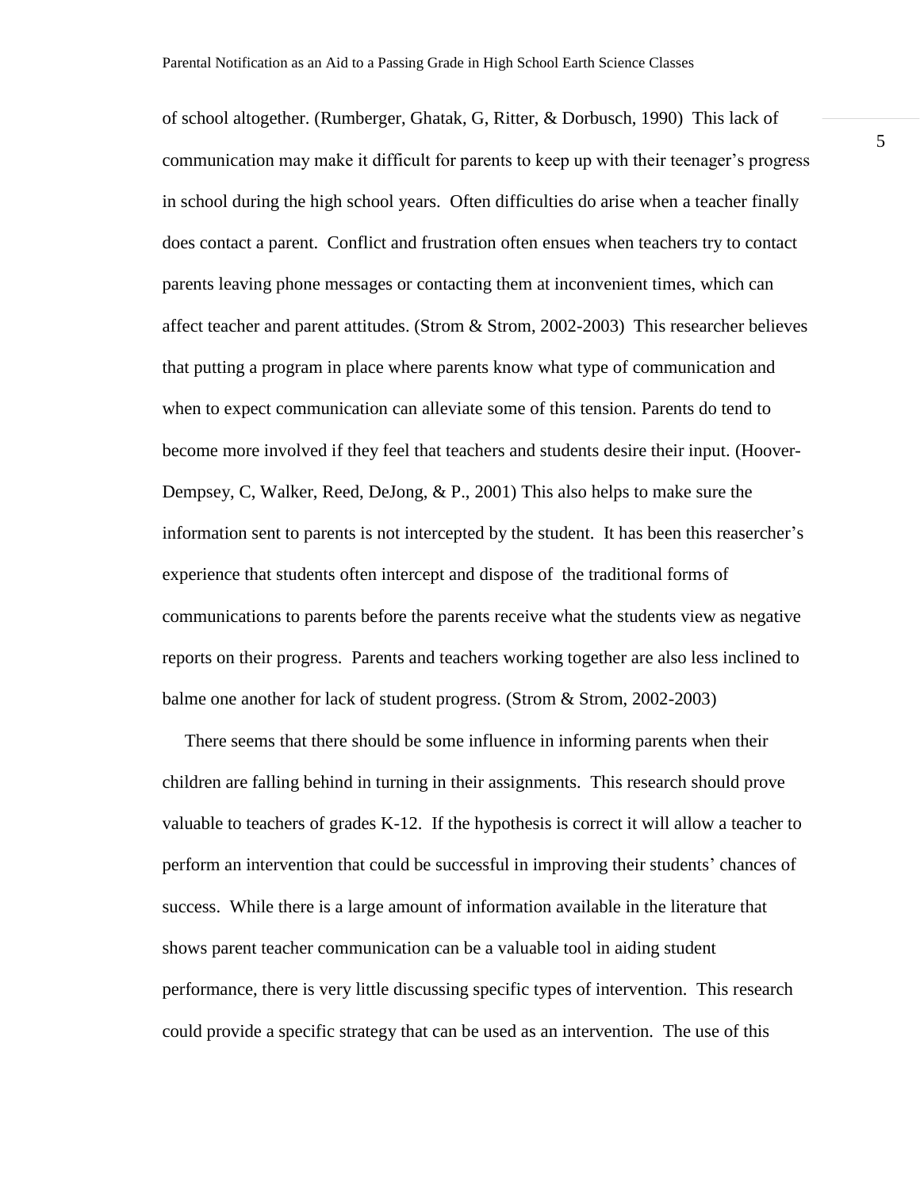of school altogether. (Rumberger, Ghatak, G, Ritter, & Dorbusch, 1990) This lack of communication may make it difficult for parents to keep up with their teenager's progress in school during the high school years. Often difficulties do arise when a teacher finally does contact a parent. Conflict and frustration often ensues when teachers try to contact parents leaving phone messages or contacting them at inconvenient times, which can affect teacher and parent attitudes. (Strom & Strom, 2002-2003) This researcher believes that putting a program in place where parents know what type of communication and when to expect communication can alleviate some of this tension. Parents do tend to become more involved if they feel that teachers and students desire their input. (Hoover-Dempsey, C, Walker, Reed, DeJong, & P., 2001) This also helps to make sure the information sent to parents is not intercepted by the student. It has been this reasercher's experience that students often intercept and dispose of the traditional forms of communications to parents before the parents receive what the students view as negative reports on their progress. Parents and teachers working together are also less inclined to balme one another for lack of student progress. (Strom & Strom, 2002-2003)

There seems that there should be some influence in informing parents when their children are falling behind in turning in their assignments. This research should prove valuable to teachers of grades K-12. If the hypothesis is correct it will allow a teacher to perform an intervention that could be successful in improving their students' chances of success. While there is a large amount of information available in the literature that shows parent teacher communication can be a valuable tool in aiding student performance, there is very little discussing specific types of intervention. This research could provide a specific strategy that can be used as an intervention. The use of this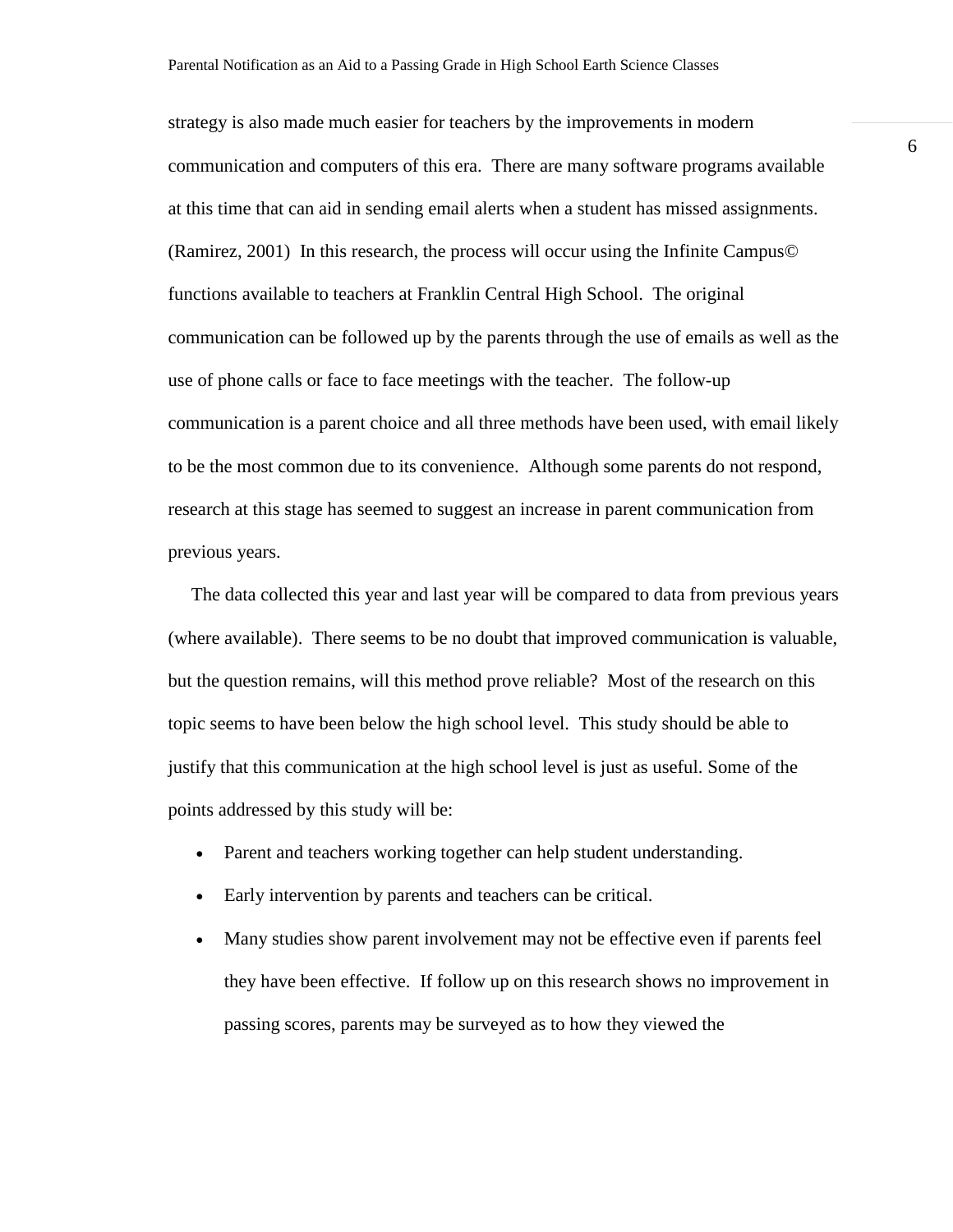strategy is also made much easier for teachers by the improvements in modern communication and computers of this era. There are many software programs available at this time that can aid in sending email alerts when a student has missed assignments. (Ramirez, 2001) In this research, the process will occur using the Infinite Campus© functions available to teachers at Franklin Central High School. The original communication can be followed up by the parents through the use of emails as well as the use of phone calls or face to face meetings with the teacher. The follow-up communication is a parent choice and all three methods have been used, with email likely to be the most common due to its convenience. Although some parents do not respond, research at this stage has seemed to suggest an increase in parent communication from previous years.

The data collected this year and last year will be compared to data from previous years (where available). There seems to be no doubt that improved communication is valuable, but the question remains, will this method prove reliable? Most of the research on this topic seems to have been below the high school level. This study should be able to justify that this communication at the high school level is just as useful. Some of the points addressed by this study will be:

- Parent and teachers working together can help student understanding.
- Early intervention by parents and teachers can be critical.
- Many studies show parent involvement may not be effective even if parents feel they have been effective. If follow up on this research shows no improvement in passing scores, parents may be surveyed as to how they viewed the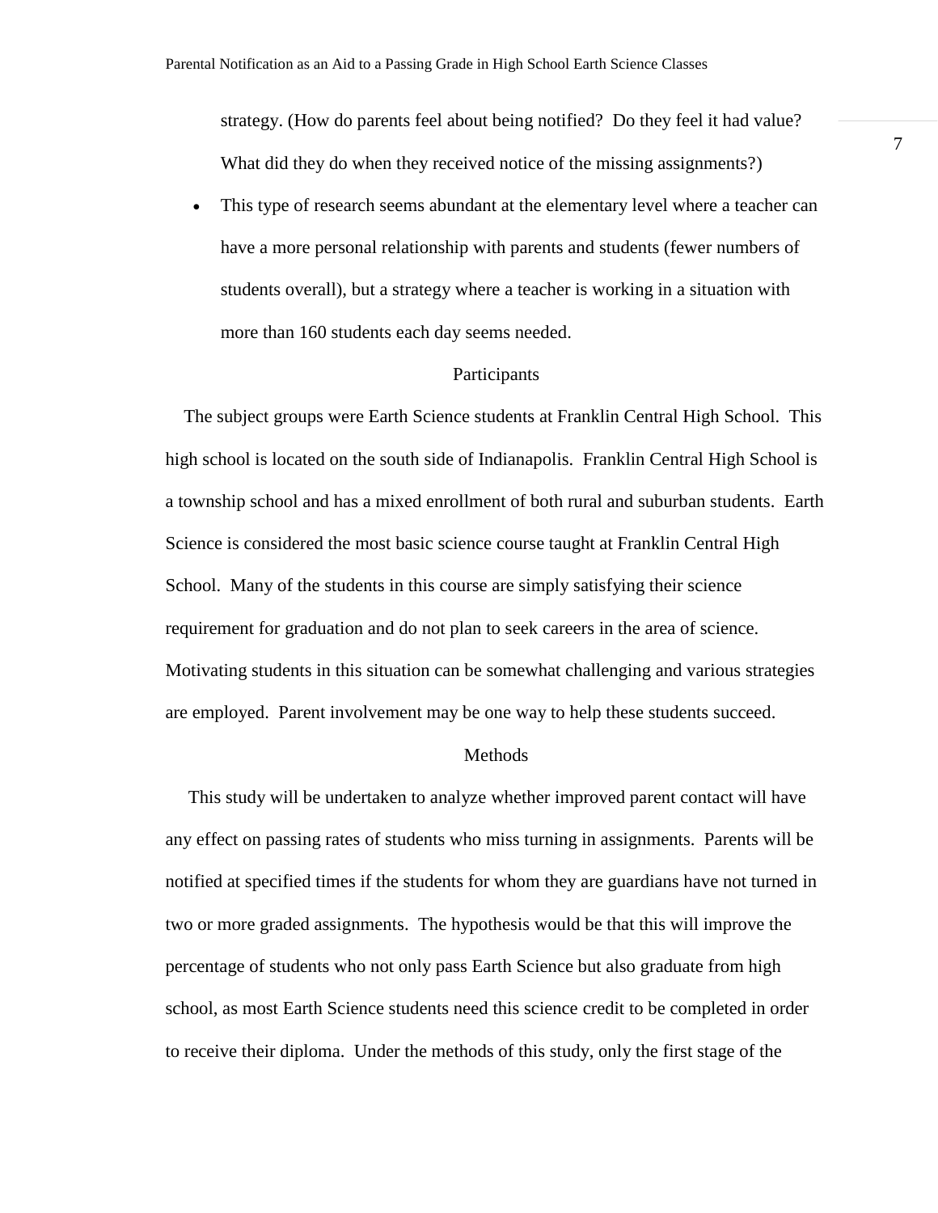strategy. (How do parents feel about being notified? Do they feel it had value? What did they do when they received notice of the missing assignments?)

- This type of research seems abundant at the elementary level where a teacher can have a more personal relationship with parents and students (fewer numbers of students overall), but a strategy where a teacher is working in a situation with more than 160 students each day seems needed.

## Participants

The subject groups were Earth Science students at Franklin Central High School. This high school is located on the south side of Indianapolis. Franklin Central High School is a township school and has a mixed enrollment of both rural and suburban students. Earth Science is considered the most basic science course taught at Franklin Central High School. Many of the students in this course are simply satisfying their science requirement for graduation and do not plan to seek careers in the area of science. Motivating students in this situation can be somewhat challenging and various strategies are employed. Parent involvement may be one way to help these students succeed.

## Methods

This study will be undertaken to analyze whether improved parent contact will have any effect on passing rates of students who miss turning in assignments. Parents will be notified at specified times if the students for whom they are guardians have not turned in two or more graded assignments. The hypothesis would be that this will improve the percentage of students who not only pass Earth Science but also graduate from high school, as most Earth Science students need this science credit to be completed in order to receive their diploma. Under the methods of this study, only the first stage of the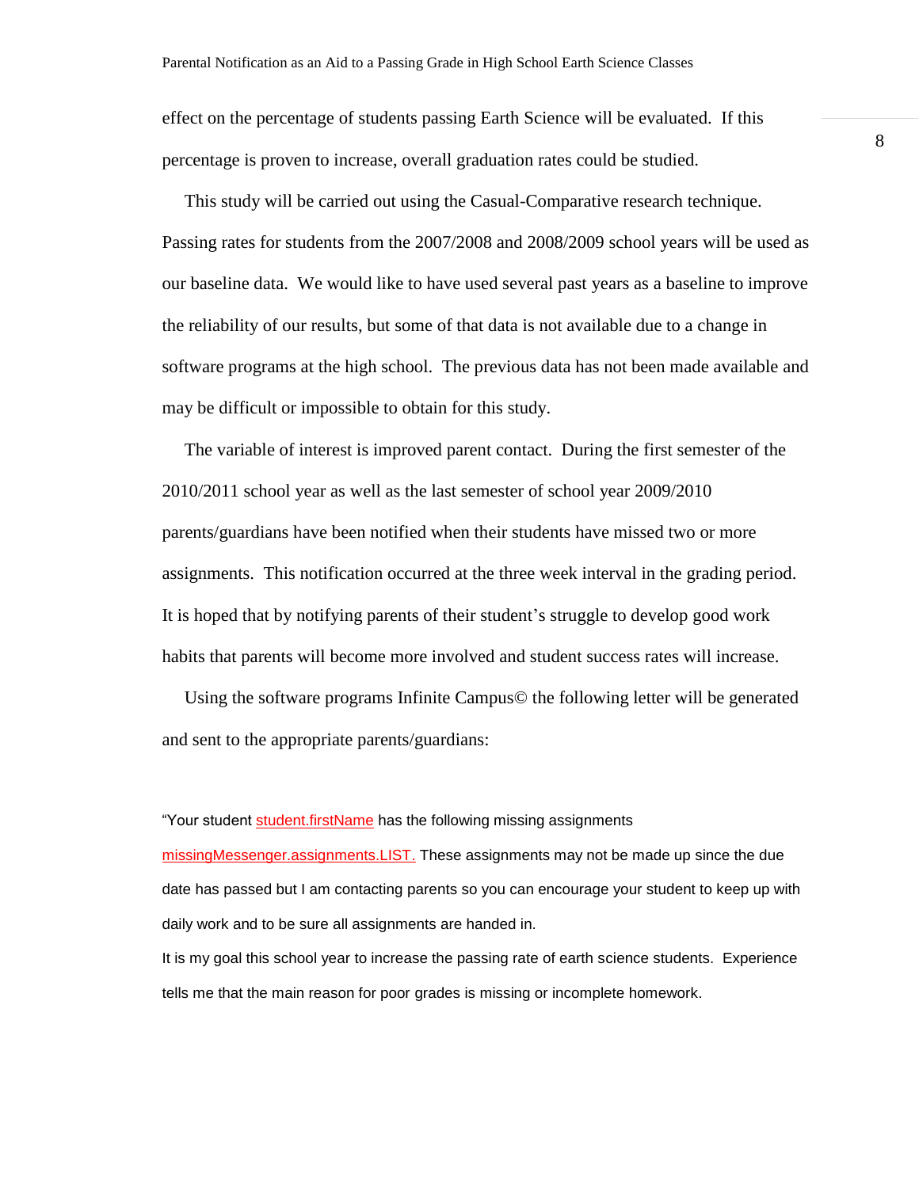effect on the percentage of students passing Earth Science will be evaluated. If this percentage is proven to increase, overall graduation rates could be studied.

This study will be carried out using the Casual-Comparative research technique. Passing rates for students from the 2007/2008 and 2008/2009 school years will be used as our baseline data. We would like to have used several past years as a baseline to improve the reliability of our results, but some of that data is not available due to a change in software programs at the high school. The previous data has not been made available and may be difficult or impossible to obtain for this study.

The variable of interest is improved parent contact. During the first semester of the 2010/2011 school year as well as the last semester of school year 2009/2010 parents/guardians have been notified when their students have missed two or more assignments. This notification occurred at the three week interval in the grading period. It is hoped that by notifying parents of their student's struggle to develop good work habits that parents will become more involved and student success rates will increase.

Using the software programs Infinite Campus© the following letter will be generated and sent to the appropriate parents/guardians:

"Your student student.firstName has the following missing assignments missingMessenger.assignments.LIST. These assignments may not be made up since the due date has passed but I am contacting parents so you can encourage your student to keep up with daily work and to be sure all assignments are handed in.

It is my goal this school year to increase the passing rate of earth science students. Experience tells me that the main reason for poor grades is missing or incomplete homework.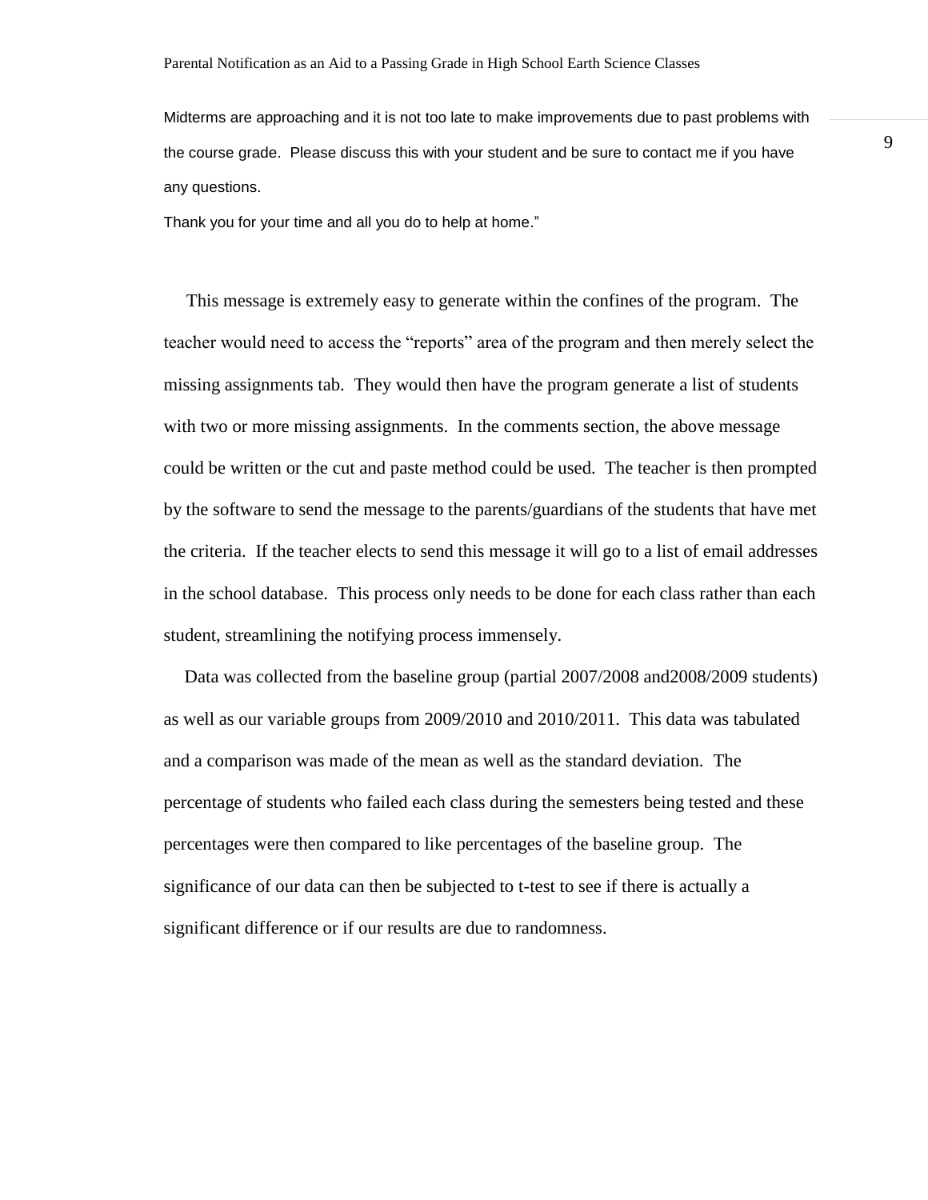Midterms are approaching and it is not too late to make improvements due to past problems with the course grade. Please discuss this with your student and be sure to contact me if you have any questions.

Thank you for your time and all you do to help at home."

This message is extremely easy to generate within the confines of the program. The teacher would need to access the "reports" area of the program and then merely select the missing assignments tab. They would then have the program generate a list of students with two or more missing assignments. In the comments section, the above message could be written or the cut and paste method could be used. The teacher is then prompted by the software to send the message to the parents/guardians of the students that have met the criteria. If the teacher elects to send this message it will go to a list of email addresses in the school database. This process only needs to be done for each class rather than each student, streamlining the notifying process immensely.

Data was collected from the baseline group (partial 2007/2008 and2008/2009 students) as well as our variable groups from 2009/2010 and 2010/2011. This data was tabulated and a comparison was made of the mean as well as the standard deviation. The percentage of students who failed each class during the semesters being tested and these percentages were then compared to like percentages of the baseline group. The significance of our data can then be subjected to t-test to see if there is actually a significant difference or if our results are due to randomness.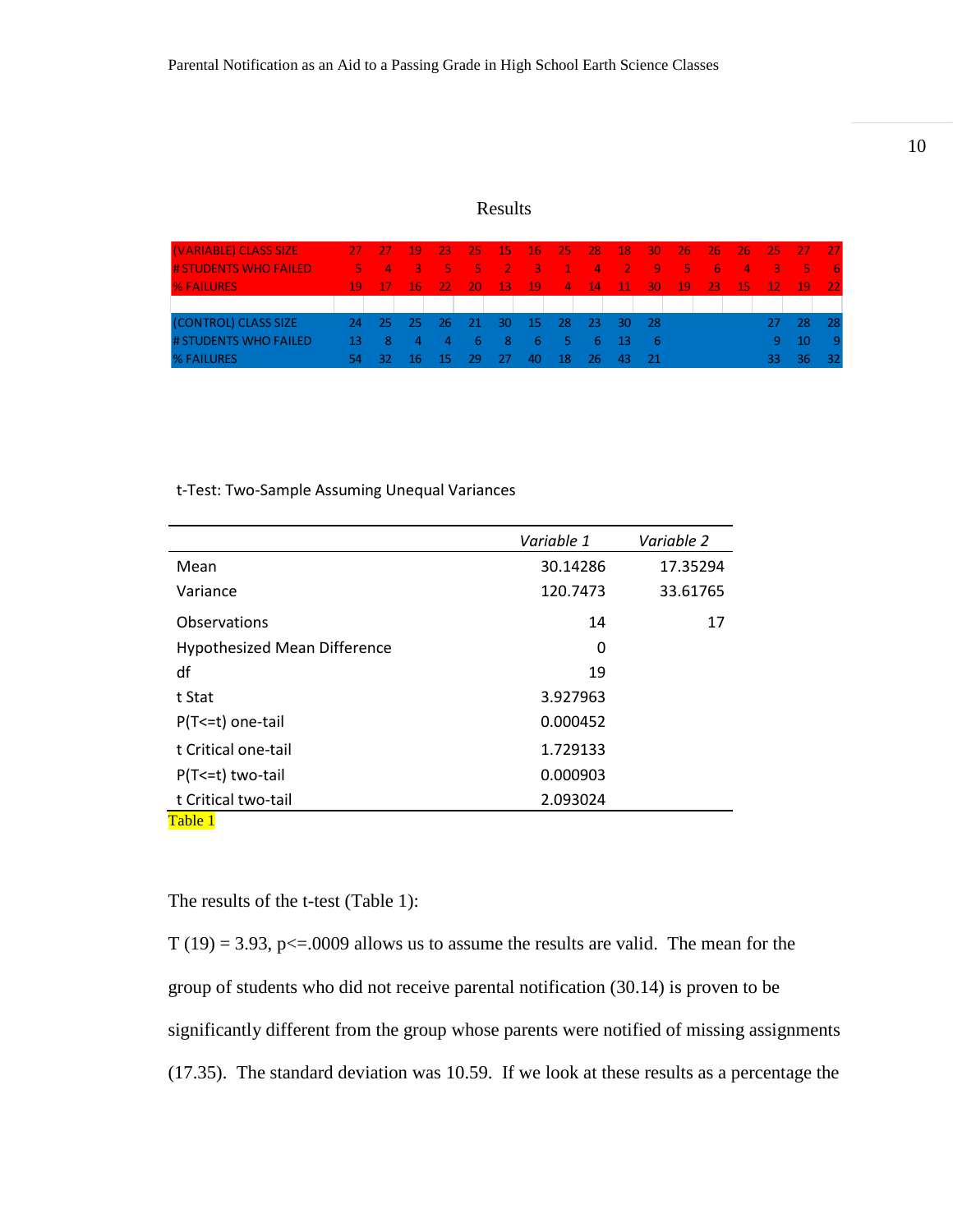# Results

| (VARIABLE) CLASS SIZE | 27 | 27 | 19 | 23 | 25 | 15 | 16 | 25 | 28 | 18 | 30 | 26 | 26 | 26 | 25 | 27 | 27 |
|---|---|---|---|---|---|---|---|---|---|---|---|---|---|---|---|---|---|
| # STUDENTS WHO FAILED | 5 | 4 | 3 | 5 | 5 | 2 | 3 | 1 | 4 | 2 | 9 | 5 | 6 | 4 | 3 | 5 | 6 |
| % FAILURES | 19 | 17 | 16 | 22 | 20 | 13 | 19 | 4 | 14 | 11 | 30 | 19 | 23 | 15 | 12 | 19 | 22 |
| | | | | | | | | | | | | | | | | | |
| (CONTROL) CLASS SIZE | 24 | 25 | 25 | 26 | 21 | 30 | 15 | 28 | 23 | 30 | 28 | | | | 27 | 28 | 28 |
| # STUDENTS WHO FAILED | 13 | 8 | 4 | 4 | 6 | 8 | 6 | 5 | 6 | 13 | 6 | | | | 9 | 10 | 9 |
| % FAILURES | 54 | 32 | 16 | 15 | 29 | 27 | 40 | 18 | 26 | 43 | 21 | | | | 33 | 36 | 32 |

t-Test: Two-Sample Assuming Unequal Variances

| | *Variable 1* | *Variable 2* |
|---|---|---|
| Mean | 30.14286 | 17.35294 |
| Variance | 120.7473 | 33.61765 |
| Observations | 14 | 17 |
| Hypothesized Mean Difference | 0 | |
| df | 19 | |
| t Stat | 3.927963 | |
| P(T<=t) one-tail | 0.000452 | |
| t Critical one-tail | 1.729133 | |
| P(T<=t) two-tail | 0.000903 | |
| t Critical two-tail | 2.093024 | |

Table 1

The results of the t-test (Table 1):

$T(19) = 3.93, p <= .0009$ allows us to assume the results are valid. The mean for the group of students who did not receive parental notification (30.14) is proven to be significantly different from the group whose parents were notified of missing assignments (17.35). The standard deviation was 10.59. If we look at these results as a percentage the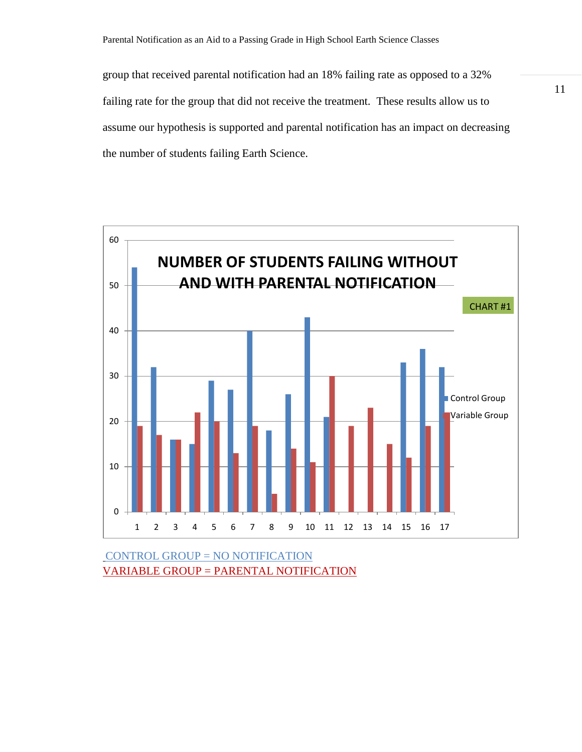group that received parental notification had an 18% failing rate as opposed to a 32% failing rate for the group that did not receive the treatment. These results allow us to assume our hypothesis is supported and parental notification has an impact on decreasing the number of students failing Earth Science.

**NUMBER OF STUDENTS FAILING WITHOUT AND WITH PARENTAL NOTIFICATION**

CHART #1

| | 1 | 2 | 3 | 4 | 5 | 6 | 7 | 8 | 9 | 10 | 11 | 12 | 13 | 14 | 15 | 16 | 17 |
|---|---|---|---|---|---|---|---|---|---|---|---|---|---|---|---|---|---|
| Control Group | 54 | 32 | 16 | 15 | 29 | 27 | 40 | 18 | 26 | 43 | 21 | | | | 33 | 36 | 32 |
| Variable Group | 19 | 17 | 16 | 22 | 20 | 13 | 19 | 4 | 14 | 11 | 30 | 19 | 23 | 15 | 12 | 19 | 22 |

CONTROL GROUP = NO NOTIFICATION
VARIABLE GROUP = PARENTAL NOTIFICATION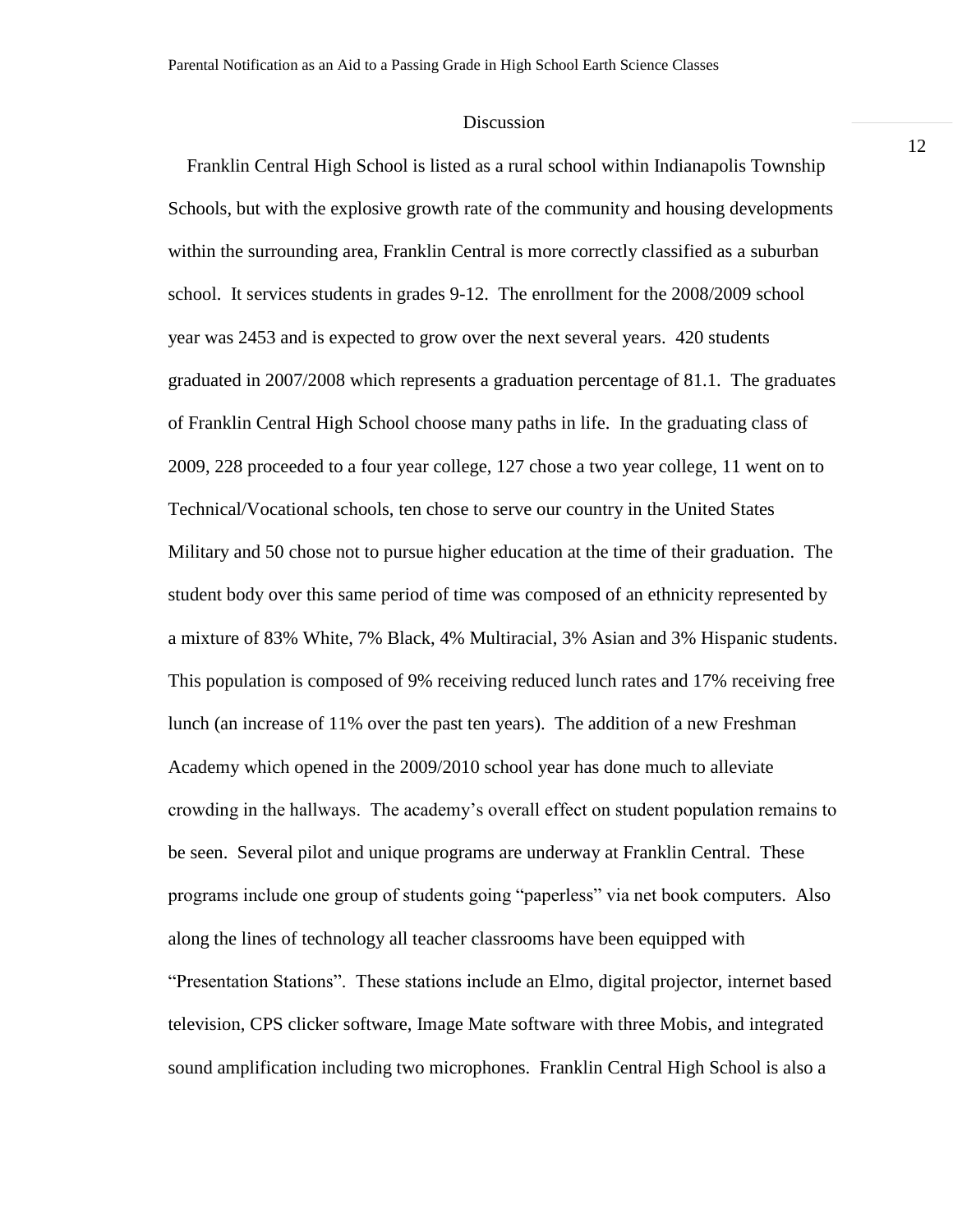## Discussion

Franklin Central High School is listed as a rural school within Indianapolis Township Schools, but with the explosive growth rate of the community and housing developments within the surrounding area, Franklin Central is more correctly classified as a suburban school. It services students in grades 9-12. The enrollment for the 2008/2009 school year was 2453 and is expected to grow over the next several years. 420 students graduated in 2007/2008 which represents a graduation percentage of 81.1. The graduates of Franklin Central High School choose many paths in life. In the graduating class of 2009, 228 proceeded to a four year college, 127 chose a two year college, 11 went on to Technical/Vocational schools, ten chose to serve our country in the United States Military and 50 chose not to pursue higher education at the time of their graduation. The student body over this same period of time was composed of an ethnicity represented by a mixture of 83% White, 7% Black, 4% Multiracial, 3% Asian and 3% Hispanic students. This population is composed of 9% receiving reduced lunch rates and 17% receiving free lunch (an increase of 11% over the past ten years). The addition of a new Freshman Academy which opened in the 2009/2010 school year has done much to alleviate crowding in the hallways. The academy's overall effect on student population remains to be seen. Several pilot and unique programs are underway at Franklin Central. These programs include one group of students going "paperless" via net book computers. Also along the lines of technology all teacher classrooms have been equipped with "Presentation Stations". These stations include an Elmo, digital projector, internet based television, CPS clicker software, Image Mate software with three Mobis, and integrated sound amplification including two microphones. Franklin Central High School is also a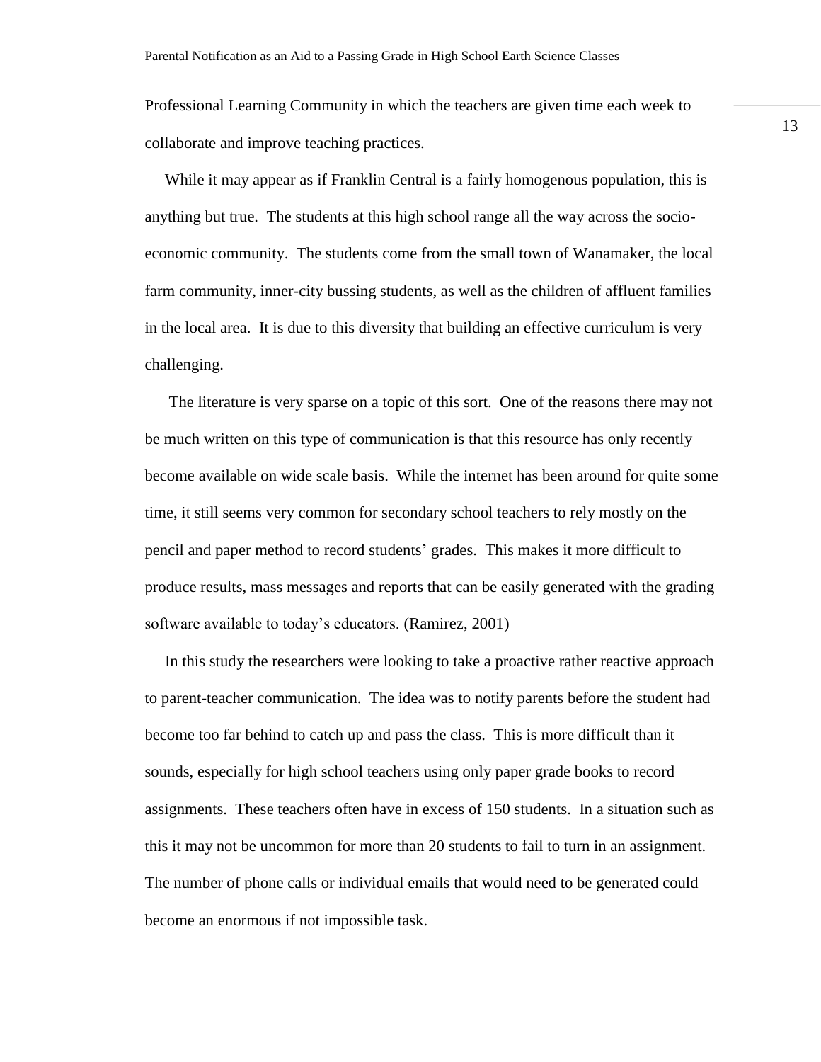Professional Learning Community in which the teachers are given time each week to collaborate and improve teaching practices.

While it may appear as if Franklin Central is a fairly homogenous population, this is anything but true. The students at this high school range all the way across the socio-economic community. The students come from the small town of Wanamaker, the local farm community, inner-city bussing students, as well as the children of affluent families in the local area. It is due to this diversity that building an effective curriculum is very challenging.

The literature is very sparse on a topic of this sort. One of the reasons there may not be much written on this type of communication is that this resource has only recently become available on wide scale basis. While the internet has been around for quite some time, it still seems very common for secondary school teachers to rely mostly on the pencil and paper method to record students' grades. This makes it more difficult to produce results, mass messages and reports that can be easily generated with the grading software available to today's educators. (Ramirez, 2001)

In this study the researchers were looking to take a proactive rather reactive approach to parent-teacher communication. The idea was to notify parents before the student had become too far behind to catch up and pass the class. This is more difficult than it sounds, especially for high school teachers using only paper grade books to record assignments. These teachers often have in excess of 150 students. In a situation such as this it may not be uncommon for more than 20 students to fail to turn in an assignment. The number of phone calls or individual emails that would need to be generated could become an enormous if not impossible task.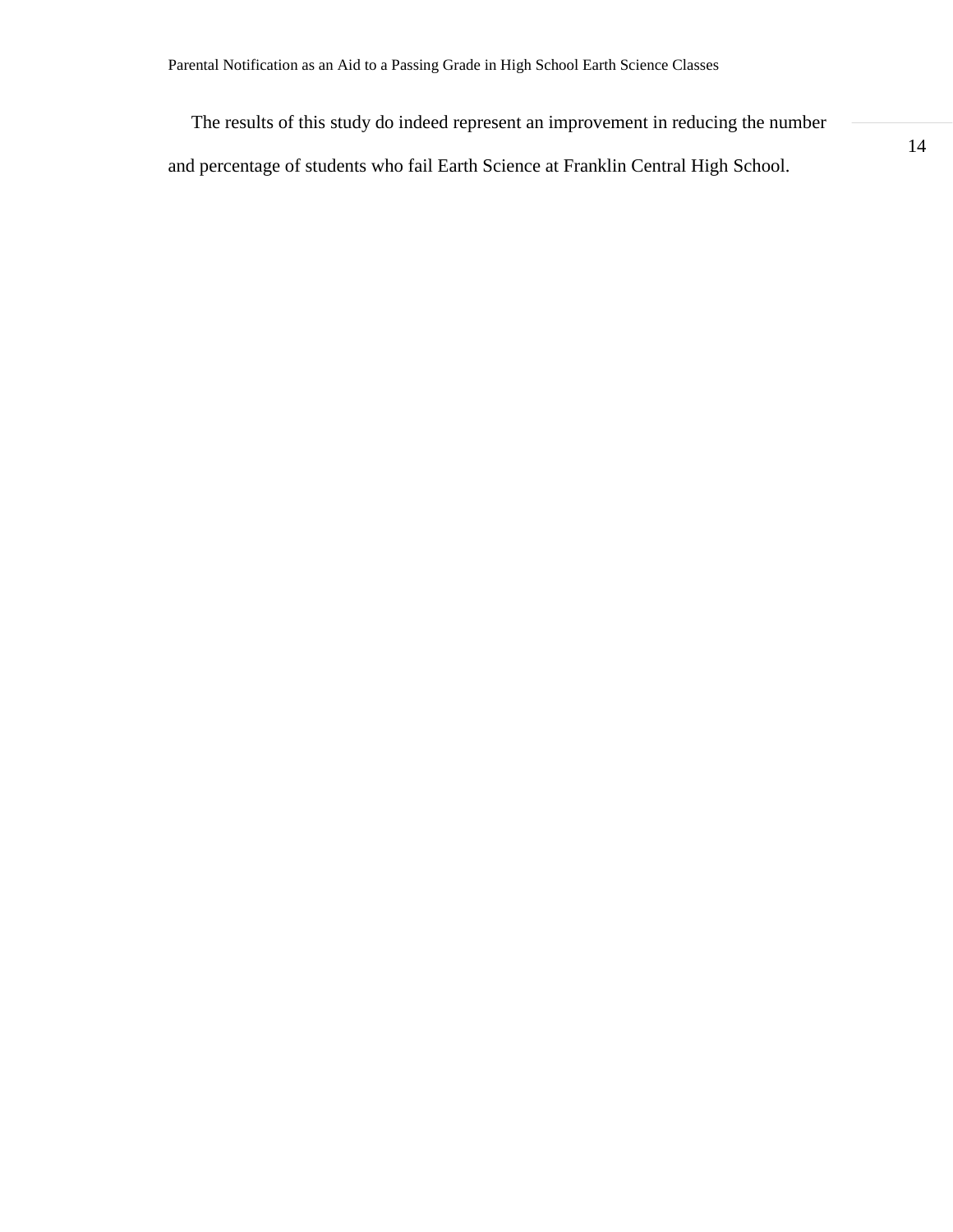The results of this study do indeed represent an improvement in reducing the number and percentage of students who fail Earth Science at Franklin Central High School.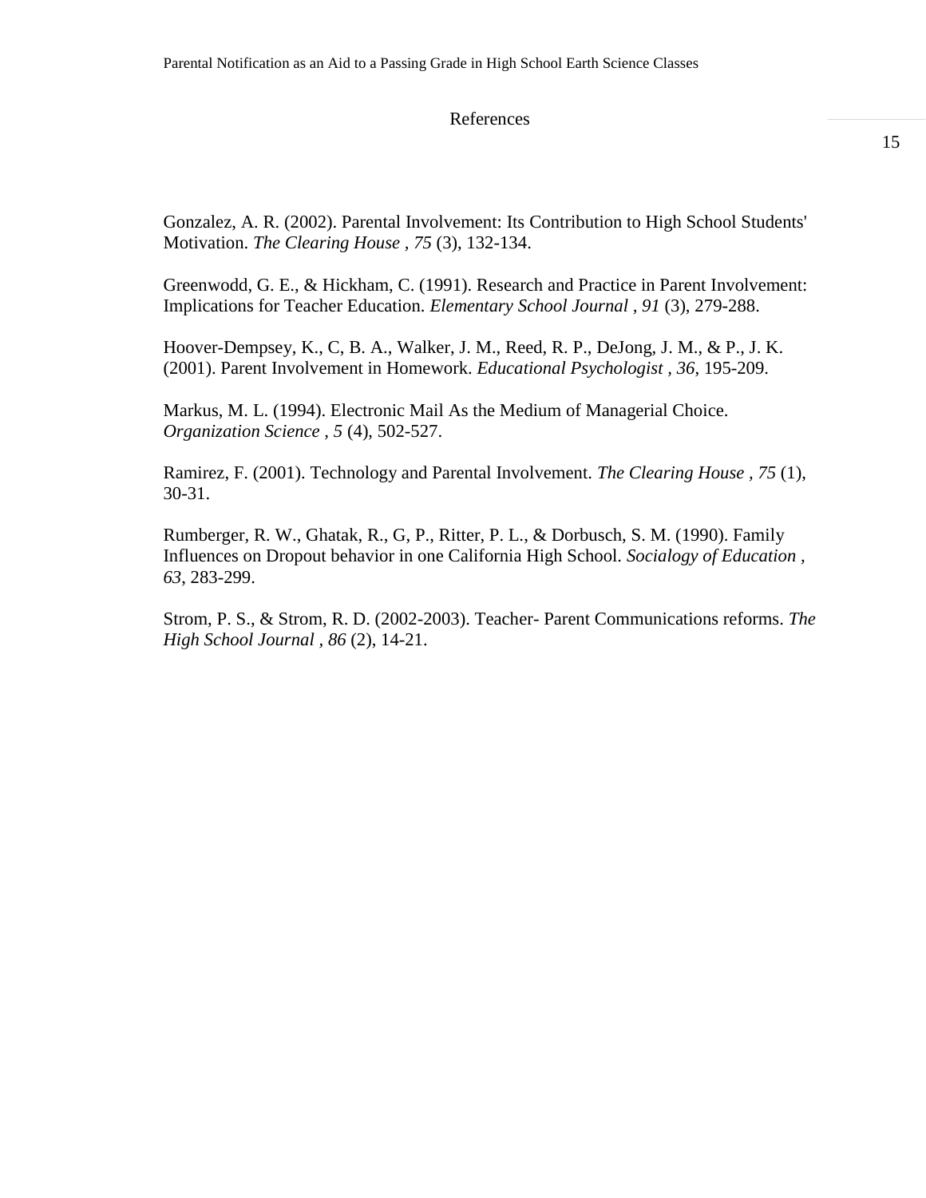# References

Gonzalez, A. R. (2002). Parental Involvement: Its Contribution to High School Students' Motivation. *The Clearing House* , *75* (3), 132-134.

Greenwodd, G. E., & Hickham, C. (1991). Research and Practice in Parent Involvement: Implications for Teacher Education. *Elementary School Journal* , *91* (3), 279-288.

Hoover-Dempsey, K., C, B. A., Walker, J. M., Reed, R. P., DeJong, J. M., & P., J. K. (2001). Parent Involvement in Homework. *Educational Psychologist* , *36*, 195-209.

Markus, M. L. (1994). Electronic Mail As the Medium of Managerial Choice. *Organization Science* , *5* (4), 502-527.

Ramirez, F. (2001). Technology and Parental Involvement. *The Clearing House* , *75* (1), 30-31.

Rumberger, R. W., Ghatak, R., G, P., Ritter, P. L., & Dorbusch, S. M. (1990). Family Influences on Dropout behavior in one California High School. *Socialogy of Education* , *63*, 283-299.

Strom, P. S., & Strom, R. D. (2002-2003). Teacher- Parent Communications reforms. *The High School Journal* , *86* (2), 14-21.